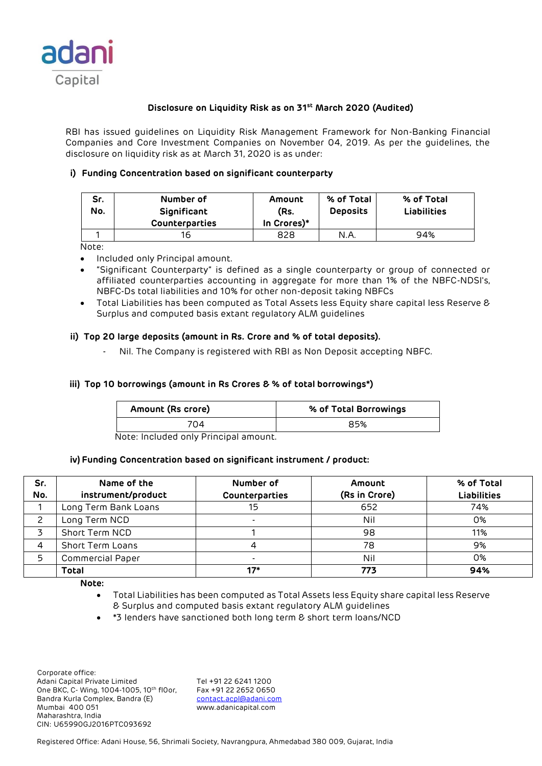adani
Capital

## Disclosure on Liquidity Risk as on 31st March 2020 (Audited)

RBI has issued guidelines on Liquidity Risk Management Framework for Non-Banking Financial Companies and Core Investment Companies on November 04, 2019. As per the guidelines, the disclosure on liquidity risk as at March 31, 2020 is as under:

### i) Funding Concentration based on significant counterparty

| Sr. No. | Number of Significant Counterparties | Amount (Rs. In Crores)* | % of Total Deposits | % of Total Liabilities |
|---|---|---|---|---|
| 1 | 16 | 828 | N.A. | 94% |

Note:

- Included only Principal amount.
- "Significant Counterparty" is defined as a single counterparty or group of connected or affiliated counterparties accounting in aggregate for more than 1% of the NBFC-NDSI's, NBFC-Ds total liabilities and 10% for other non-deposit taking NBFCs
- Total Liabilities has been computed as Total Assets less Equity share capital less Reserve & Surplus and computed basis extant regulatory ALM guidelines

### ii) Top 20 large deposits (amount in Rs. Crore and % of total deposits).

- Nil. The Company is registered with RBI as Non Deposit accepting NBFC.

### iii) Top 10 borrowings (amount in Rs Crores & % of total borrowings*)

| Amount (Rs crore) | % of Total Borrowings |
|---|---|
| 704 | 85% |

Note: Included only Principal amount.

### iv) Funding Concentration based on significant instrument / product:

| Sr. No. | Name of the instrument/product | Number of Counterparties | Amount (Rs in Crore) | % of Total Liabilities |
|---|---|---|---|---|
| 1 | Long Term Bank Loans | 15 | 652 | 74% |
| 2 | Long Term NCD | - | Nil | 0% |
| 3 | Short Term NCD | 1 | 98 | 11% |
| 4 | Short Term Loans | 4 | 78 | 9% |
| 5 | Commercial Paper | - | Nil | 0% |
| | **Total** | **17*** | **773** | **94%** |

**Note:**

- Total Liabilities has been computed as Total Assets less Equity share capital less Reserve & Surplus and computed basis extant regulatory ALM guidelines
- *3 lenders have sanctioned both long term & short term loans/NCD

Corporate office:
Adani Capital Private Limited
One BKC, C- Wing, 1004-1005, 10th flOor,
Bandra Kurla Complex, Bandra (E)
Mumbai 400 051
Maharashtra, India
CIN: U65990GJ2016PTC093692

Tel +91 22 6241 1200
Fax +91 22 2652 0650
contact.acpl@adani.com
www.adanicapital.com

Registered Office: Adani House, 56, Shrimali Society, Navrangpura, Ahmedabad 380 009, Gujarat, India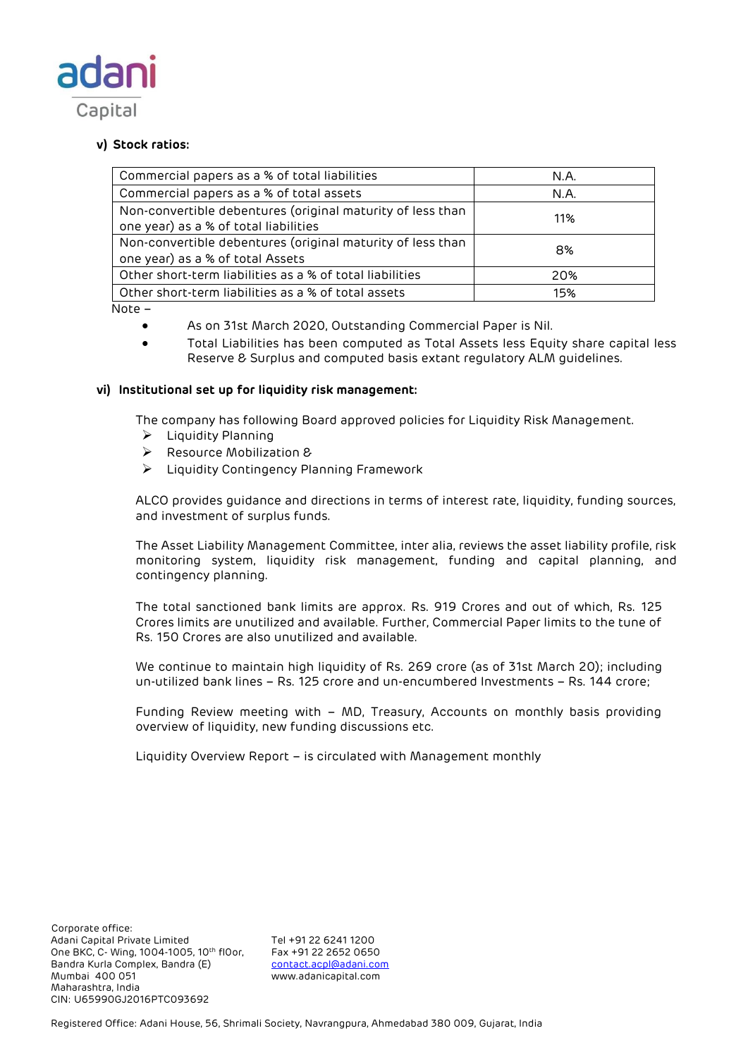### v) Stock ratios:

| | |
|---|---|
| Commercial papers as a % of total liabilities | N.A. |
| Commercial papers as a % of total assets | N.A. |
| Non-convertible debentures (original maturity of less than one year) as a % of total liabilities | 11% |
| Non-convertible debentures (original maturity of less than one year) as a % of total Assets | 8% |
| Other short-term liabilities as a % of total liabilities | 20% |
| Other short-term liabilities as a % of total assets | 15% |

Note –

- As on 31st March 2020, Outstanding Commercial Paper is Nil.
- Total Liabilities has been computed as Total Assets less Equity share capital less Reserve & Surplus and computed basis extant regulatory ALM guidelines.

### vi) Institutional set up for liquidity risk management:

The company has following Board approved policies for Liquidity Risk Management.

- Liquidity Planning
- Resource Mobilization &
- Liquidity Contingency Planning Framework

ALCO provides guidance and directions in terms of interest rate, liquidity, funding sources, and investment of surplus funds.

The Asset Liability Management Committee, inter alia, reviews the asset liability profile, risk monitoring system, liquidity risk management, funding and capital planning, and contingency planning.

The total sanctioned bank limits are approx. Rs. 919 Crores and out of which, Rs. 125 Crores limits are unutilized and available. Further, Commercial Paper limits to the tune of Rs. 150 Crores are also unutilized and available.

We continue to maintain high liquidity of Rs. 269 crore (as of 31st March 20); including un-utilized bank lines – Rs. 125 crore and un-encumbered Investments – Rs. 144 crore;

Funding Review meeting with – MD, Treasury, Accounts on monthly basis providing overview of liquidity, new funding discussions etc.

Liquidity Overview Report – is circulated with Management monthly